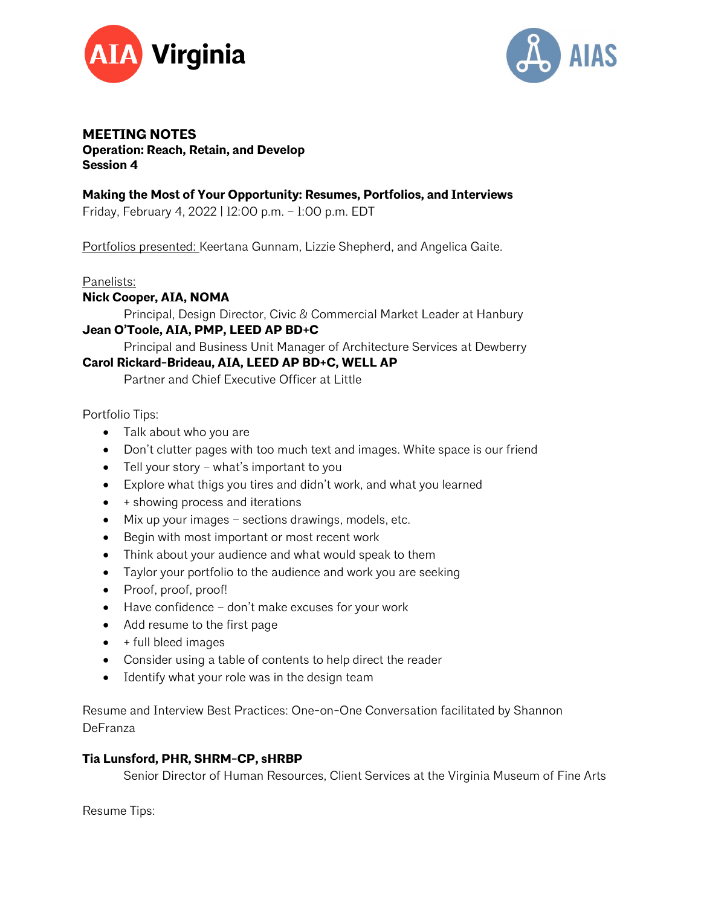AIA Virginia

AIAS

**MEETING NOTES**
**Operation: Reach, Retain, and Develop**
**Session 4**

**Making the Most of Your Opportunity: Resumes, Portfolios, and Interviews**
Friday, February 4, 2022 | 12:00 p.m. – 1:00 p.m. EDT

Portfolios presented: Keertana Gunnam, Lizzie Shepherd, and Angelica Gaite.

Panelists:
**Nick Cooper, AIA, NOMA**
Principal, Design Director, Civic & Commercial Market Leader at Hanbury
**Jean O'Toole, AIA, PMP, LEED AP BD+C**
Principal and Business Unit Manager of Architecture Services at Dewberry
**Carol Rickard-Brideau, AIA, LEED AP BD+C, WELL AP**
Partner and Chief Executive Officer at Little

Portfolio Tips:

- Talk about who you are
- Don't clutter pages with too much text and images. White space is our friend
- Tell your story – what's important to you
- Explore what thigs you tires and didn't work, and what you learned
- + showing process and iterations
- Mix up your images – sections drawings, models, etc.
- Begin with most important or most recent work
- Think about your audience and what would speak to them
- Taylor your portfolio to the audience and work you are seeking
- Proof, proof, proof!
- Have confidence – don't make excuses for your work
- Add resume to the first page
- + full bleed images
- Consider using a table of contents to help direct the reader
- Identify what your role was in the design team

Resume and Interview Best Practices: One-on-One Conversation facilitated by Shannon DeFranza

**Tia Lunsford, PHR, SHRM-CP, sHRBP**
Senior Director of Human Resources, Client Services at the Virginia Museum of Fine Arts

Resume Tips: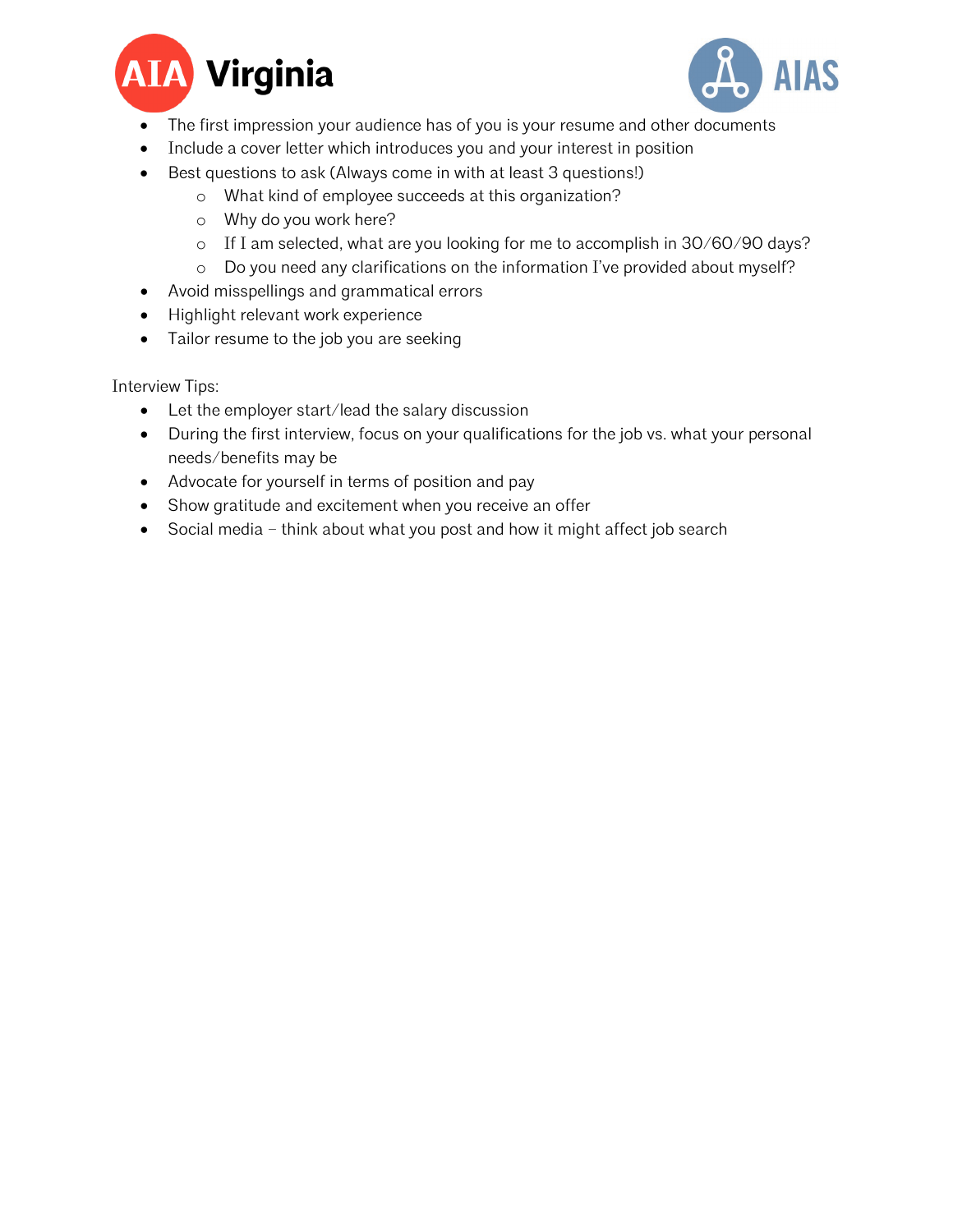- The first impression your audience has of you is your resume and other documents
- Include a cover letter which introduces you and your interest in position
- Best questions to ask (Always come in with at least 3 questions!)
  - What kind of employee succeeds at this organization?
  - Why do you work here?
  - If I am selected, what are you looking for me to accomplish in 30/60/90 days?
  - Do you need any clarifications on the information I've provided about myself?
- Avoid misspellings and grammatical errors
- Highlight relevant work experience
- Tailor resume to the job you are seeking

Interview Tips:

- Let the employer start/lead the salary discussion
- During the first interview, focus on your qualifications for the job vs. what your personal needs/benefits may be
- Advocate for yourself in terms of position and pay
- Show gratitude and excitement when you receive an offer
- Social media – think about what you post and how it might affect job search